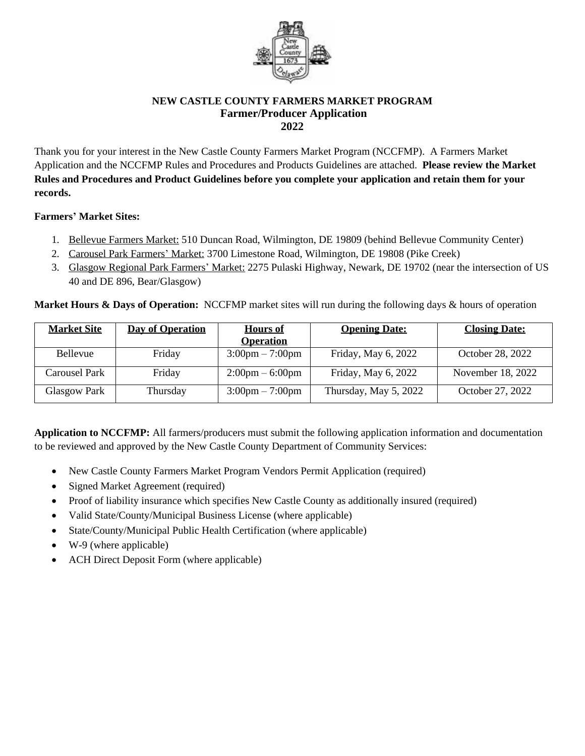# NEW CASTLE COUNTY FARMERS MARKET PROGRAM
## Farmer/Producer Application
## 2022

Thank you for your interest in the New Castle County Farmers Market Program (NCCFMP). A Farmers Market Application and the NCCFMP Rules and Procedures and Products Guidelines are attached. **Please review the Market Rules and Procedures and Product Guidelines before you complete your application and retain them for your records.**

**Farmers' Market Sites:**

1. Bellevue Farmers Market: 510 Duncan Road, Wilmington, DE 19809 (behind Bellevue Community Center)
2. Carousel Park Farmers' Market: 3700 Limestone Road, Wilmington, DE 19808 (Pike Creek)
3. Glasgow Regional Park Farmers' Market: 2275 Pulaski Highway, Newark, DE 19702 (near the intersection of US 40 and DE 896, Bear/Glasgow)

**Market Hours & Days of Operation:** NCCFMP market sites will run during the following days & hours of operation

| Market Site | Day of Operation | Hours of Operation | Opening Date: | Closing Date: |
|---|---|---|---|---|
| Bellevue | Friday | 3:00pm – 7:00pm | Friday, May 6, 2022 | October 28, 2022 |
| Carousel Park | Friday | 2:00pm – 6:00pm | Friday, May 6, 2022 | November 18, 2022 |
| Glasgow Park | Thursday | 3:00pm – 7:00pm | Thursday, May 5, 2022 | October 27, 2022 |

**Application to NCCFMP:** All farmers/producers must submit the following application information and documentation to be reviewed and approved by the New Castle County Department of Community Services:

- New Castle County Farmers Market Program Vendors Permit Application (required)
- Signed Market Agreement (required)
- Proof of liability insurance which specifies New Castle County as additionally insured (required)
- Valid State/County/Municipal Business License (where applicable)
- State/County/Municipal Public Health Certification (where applicable)
- W-9 (where applicable)
- ACH Direct Deposit Form (where applicable)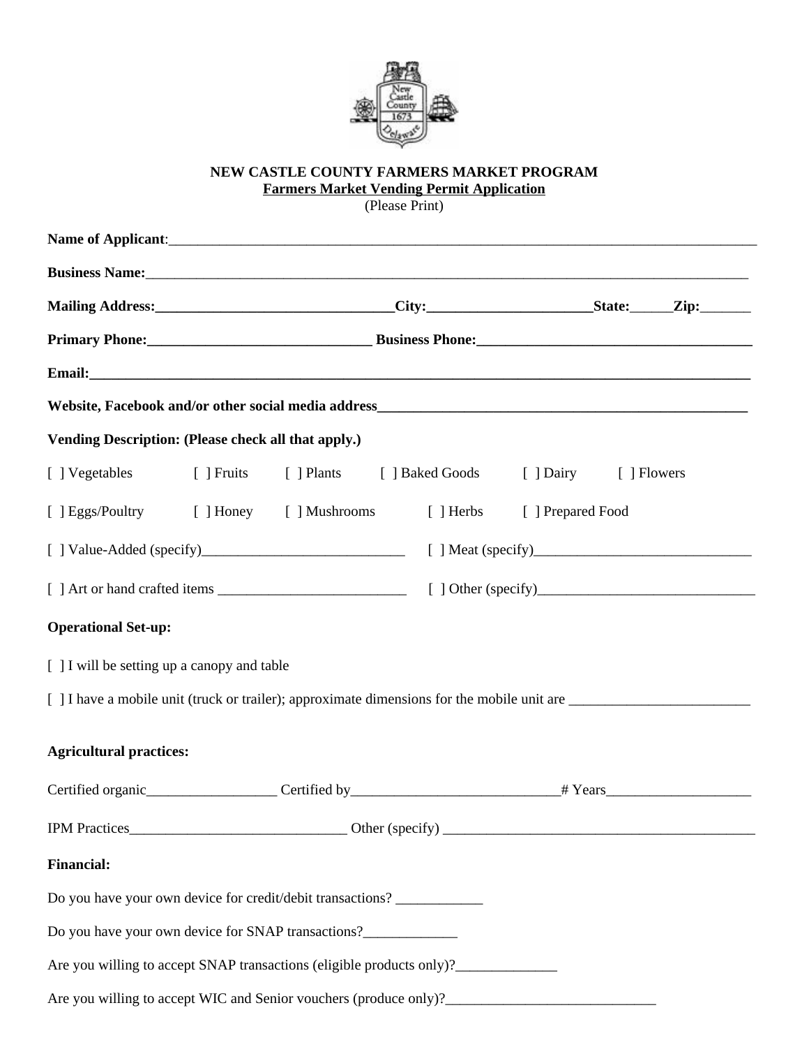**NEW CASTLE COUNTY FARMERS MARKET PROGRAM**

**Farmers Market Vending Permit Application**

(Please Print)

**Name of Applicant**:_______________________________________________

**Business Name:**_______________________________________________

**Mailing Address:**_________________________**City:**______________**State:**______**Zip:**_______

**Primary Phone:**_____________________ **Business Phone:**_________________________

**Email:**_______________________________________________

**Website, Facebook and/or other social media address**_________________________________

**Vending Description: (Please check all that apply.)**

[ ] Vegetables  [ ] Fruits  [ ] Plants  [ ] Baked Goods  [ ] Dairy  [ ] Flowers

[ ] Eggs/Poultry  [ ] Honey  [ ] Mushrooms  [ ] Herbs  [ ] Prepared Food

[ ] Value-Added (specify)_____________________  [ ] Meat (specify)_____________________

[ ] Art or hand crafted items _____________________  [ ] Other (specify)_____________________

**Operational Set-up:**

[ ] I will be setting up a canopy and table

[ ] I have a mobile unit (truck or trailer); approximate dimensions for the mobile unit are _________________

**Agricultural practices:**

Certified organic_______________ Certified by_____________________# Years_______________

IPM Practices_____________________ Other (specify) _________________________________

**Financial:**

Do you have your own device for credit/debit transactions? ____________

Do you have your own device for SNAP transactions?_____________

Are you willing to accept SNAP transactions (eligible products only)?______________

Are you willing to accept WIC and Senior vouchers (produce only)?_____________________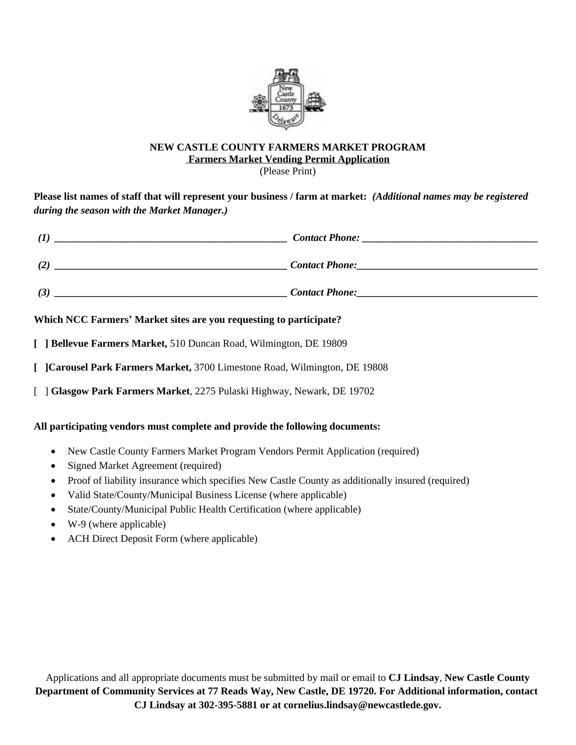**NEW CASTLE COUNTY FARMERS MARKET PROGRAM**

**Farmers Market Vending Permit Application**

(Please Print)

**Please list names of staff that will represent your business / farm at market:** ***(Additional names may be registered during the season with the Market Manager.)***

***(1)*** _______________________________________________ ***Contact Phone:*** ___________________________________

***(2)*** _______________________________________________ ***Contact Phone:*** ___________________________________

***(3)*** _______________________________________________ ***Contact Phone:*** ___________________________________

**Which NCC Farmers' Market sites are you requesting to participate?**

**[ ] Bellevue Farmers Market,** 510 Duncan Road, Wilmington, DE 19809

**[ ]Carousel Park Farmers Market,** 3700 Limestone Road, Wilmington, DE 19808

[ ] **Glasgow Park Farmers Market**, 2275 Pulaski Highway, Newark, DE 19702

**All participating vendors must complete and provide the following documents:**

- New Castle County Farmers Market Program Vendors Permit Application (required)
- Signed Market Agreement (required)
- Proof of liability insurance which specifies New Castle County as additionally insured (required)
- Valid State/County/Municipal Business License (where applicable)
- State/County/Municipal Public Health Certification (where applicable)
- W-9 (where applicable)
- ACH Direct Deposit Form (where applicable)

Applications and all appropriate documents must be submitted by mail or email to **CJ Lindsay**, **New Castle County Department of Community Services at 77 Reads Way, New Castle, DE 19720. For Additional information, contact CJ Lindsay at 302-395-5881 or at cornelius.lindsay@newcastlede.gov.**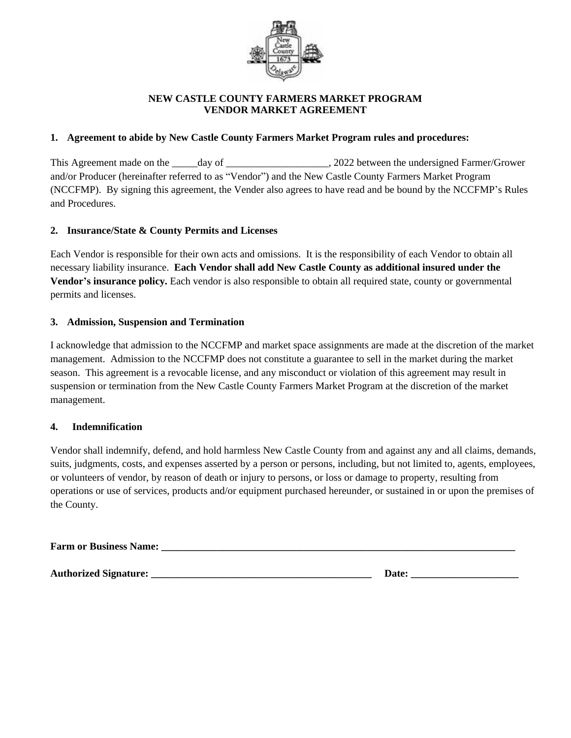# NEW CASTLE COUNTY FARMERS MARKET PROGRAM
# VENDOR MARKET AGREEMENT

**1. Agreement to abide by New Castle County Farmers Market Program rules and procedures:**

This Agreement made on the _____day of ____________________, 2022 between the undersigned Farmer/Grower and/or Producer (hereinafter referred to as "Vendor") and the New Castle County Farmers Market Program (NCCFMP). By signing this agreement, the Vender also agrees to have read and be bound by the NCCFMP's Rules and Procedures.

**2. Insurance/State & County Permits and Licenses**

Each Vendor is responsible for their own acts and omissions. It is the responsibility of each Vendor to obtain all necessary liability insurance. **Each Vendor shall add New Castle County as additional insured under the Vendor's insurance policy.** Each vendor is also responsible to obtain all required state, county or governmental permits and licenses.

**3. Admission, Suspension and Termination**

I acknowledge that admission to the NCCFMP and market space assignments are made at the discretion of the market management. Admission to the NCCFMP does not constitute a guarantee to sell in the market during the market season. This agreement is a revocable license, and any misconduct or violation of this agreement may result in suspension or termination from the New Castle County Farmers Market Program at the discretion of the market management.

**4. Indemnification**

Vendor shall indemnify, defend, and hold harmless New Castle County from and against any and all claims, demands, suits, judgments, costs, and expenses asserted by a person or persons, including, but not limited to, agents, employees, or volunteers of vendor, by reason of death or injury to persons, or loss or damage to property, resulting from operations or use of services, products and/or equipment purchased hereunder, or sustained in or upon the premises of the County.

**Farm or Business Name:** ___________________________________________________________________________

**Authorized Signature:** ____________________________________________ **Date:** _____________________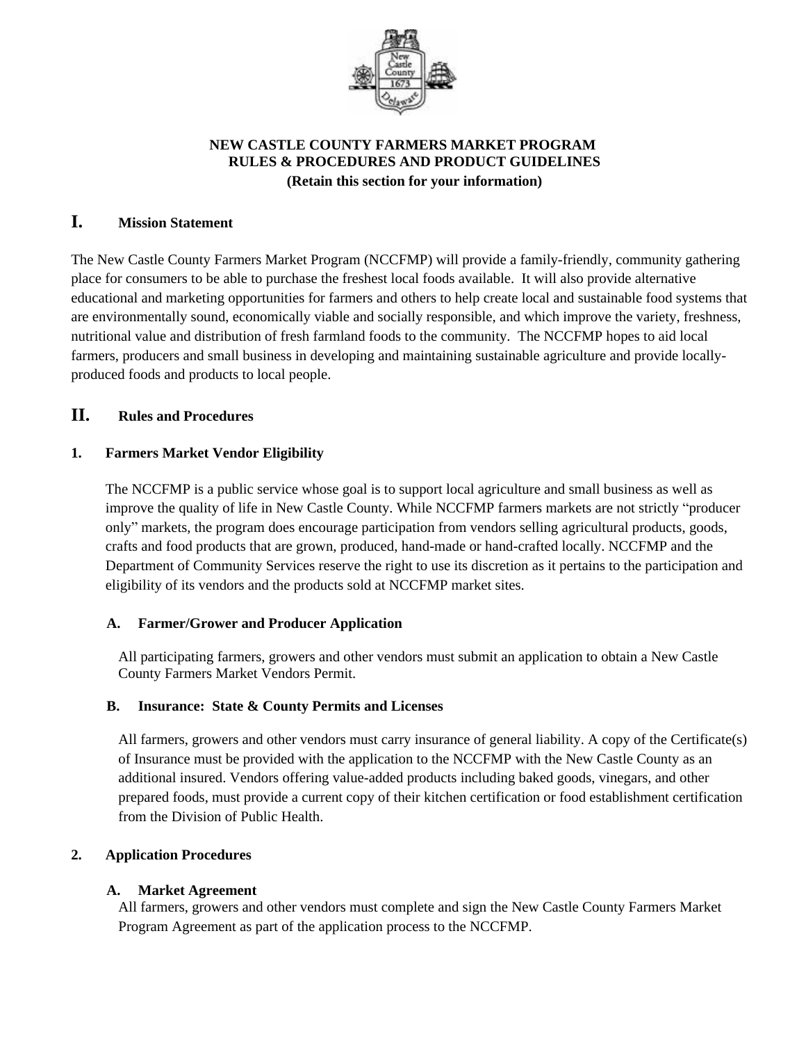**NEW CASTLE COUNTY FARMERS MARKET PROGRAM**
**RULES & PROCEDURES AND PRODUCT GUIDELINES**
**(Retain this section for your information)**

# I. Mission Statement

The New Castle County Farmers Market Program (NCCFMP) will provide a family-friendly, community gathering place for consumers to be able to purchase the freshest local foods available. It will also provide alternative educational and marketing opportunities for farmers and others to help create local and sustainable food systems that are environmentally sound, economically viable and socially responsible, and which improve the variety, freshness, nutritional value and distribution of fresh farmland foods to the community. The NCCFMP hopes to aid local farmers, producers and small business in developing and maintaining sustainable agriculture and provide locally-produced foods and products to local people.

# II. Rules and Procedures

## 1. Farmers Market Vendor Eligibility

The NCCFMP is a public service whose goal is to support local agriculture and small business as well as improve the quality of life in New Castle County. While NCCFMP farmers markets are not strictly "producer only" markets, the program does encourage participation from vendors selling agricultural products, goods, crafts and food products that are grown, produced, hand-made or hand-crafted locally. NCCFMP and the Department of Community Services reserve the right to use its discretion as it pertains to the participation and eligibility of its vendors and the products sold at NCCFMP market sites.

### A. Farmer/Grower and Producer Application

All participating farmers, growers and other vendors must submit an application to obtain a New Castle County Farmers Market Vendors Permit.

### B. Insurance: State & County Permits and Licenses

All farmers, growers and other vendors must carry insurance of general liability. A copy of the Certificate(s) of Insurance must be provided with the application to the NCCFMP with the New Castle County as an additional insured. Vendors offering value-added products including baked goods, vinegars, and other prepared foods, must provide a current copy of their kitchen certification or food establishment certification from the Division of Public Health.

## 2. Application Procedures

### A. Market Agreement

All farmers, growers and other vendors must complete and sign the New Castle County Farmers Market Program Agreement as part of the application process to the NCCFMP.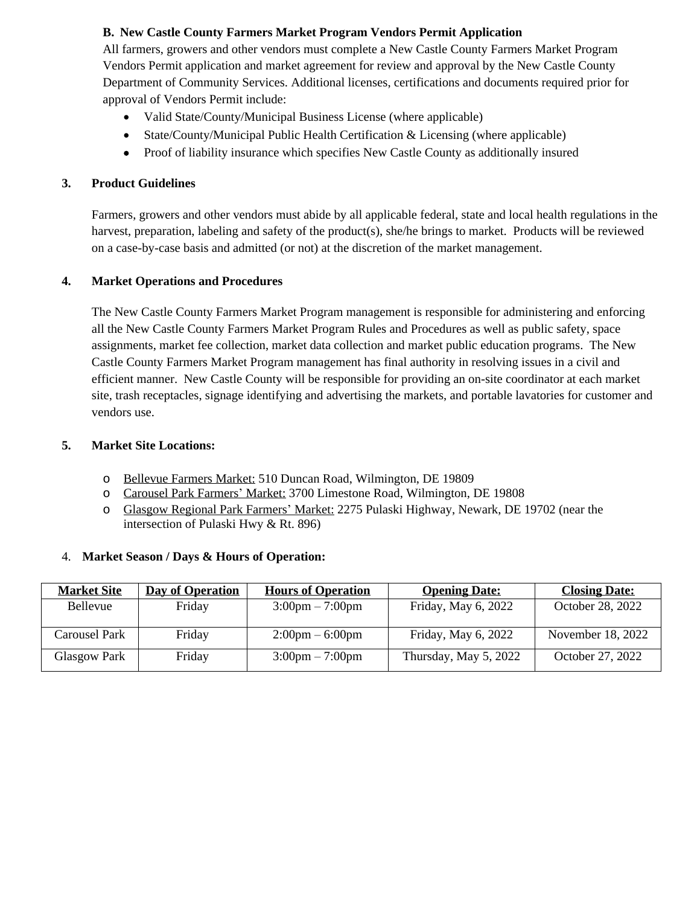**B. New Castle County Farmers Market Program Vendors Permit Application**

All farmers, growers and other vendors must complete a New Castle County Farmers Market Program Vendors Permit application and market agreement for review and approval by the New Castle County Department of Community Services. Additional licenses, certifications and documents required prior for approval of Vendors Permit include:

- Valid State/County/Municipal Business License (where applicable)
- State/County/Municipal Public Health Certification & Licensing (where applicable)
- Proof of liability insurance which specifies New Castle County as additionally insured

**3. Product Guidelines**

Farmers, growers and other vendors must abide by all applicable federal, state and local health regulations in the harvest, preparation, labeling and safety of the product(s), she/he brings to market. Products will be reviewed on a case-by-case basis and admitted (or not) at the discretion of the market management.

**4. Market Operations and Procedures**

The New Castle County Farmers Market Program management is responsible for administering and enforcing all the New Castle County Farmers Market Program Rules and Procedures as well as public safety, space assignments, market fee collection, market data collection and market public education programs. The New Castle County Farmers Market Program management has final authority in resolving issues in a civil and efficient manner. New Castle County will be responsible for providing an on-site coordinator at each market site, trash receptacles, signage identifying and advertising the markets, and portable lavatories for customer and vendors use.

**5. Market Site Locations:**

- Bellevue Farmers Market: 510 Duncan Road, Wilmington, DE 19809
- Carousel Park Farmers' Market: 3700 Limestone Road, Wilmington, DE 19808
- Glasgow Regional Park Farmers' Market: 2275 Pulaski Highway, Newark, DE 19702 (near the intersection of Pulaski Hwy & Rt. 896)

4. **Market Season / Days & Hours of Operation:**

| Market Site | Day of Operation | Hours of Operation | Opening Date: | Closing Date: |
|---|---|---|---|---|
| Bellevue | Friday | 3:00pm – 7:00pm | Friday, May 6, 2022 | October 28, 2022 |
| Carousel Park | Friday | 2:00pm – 6:00pm | Friday, May 6, 2022 | November 18, 2022 |
| Glasgow Park | Friday | 3:00pm – 7:00pm | Thursday, May 5, 2022 | October 27, 2022 |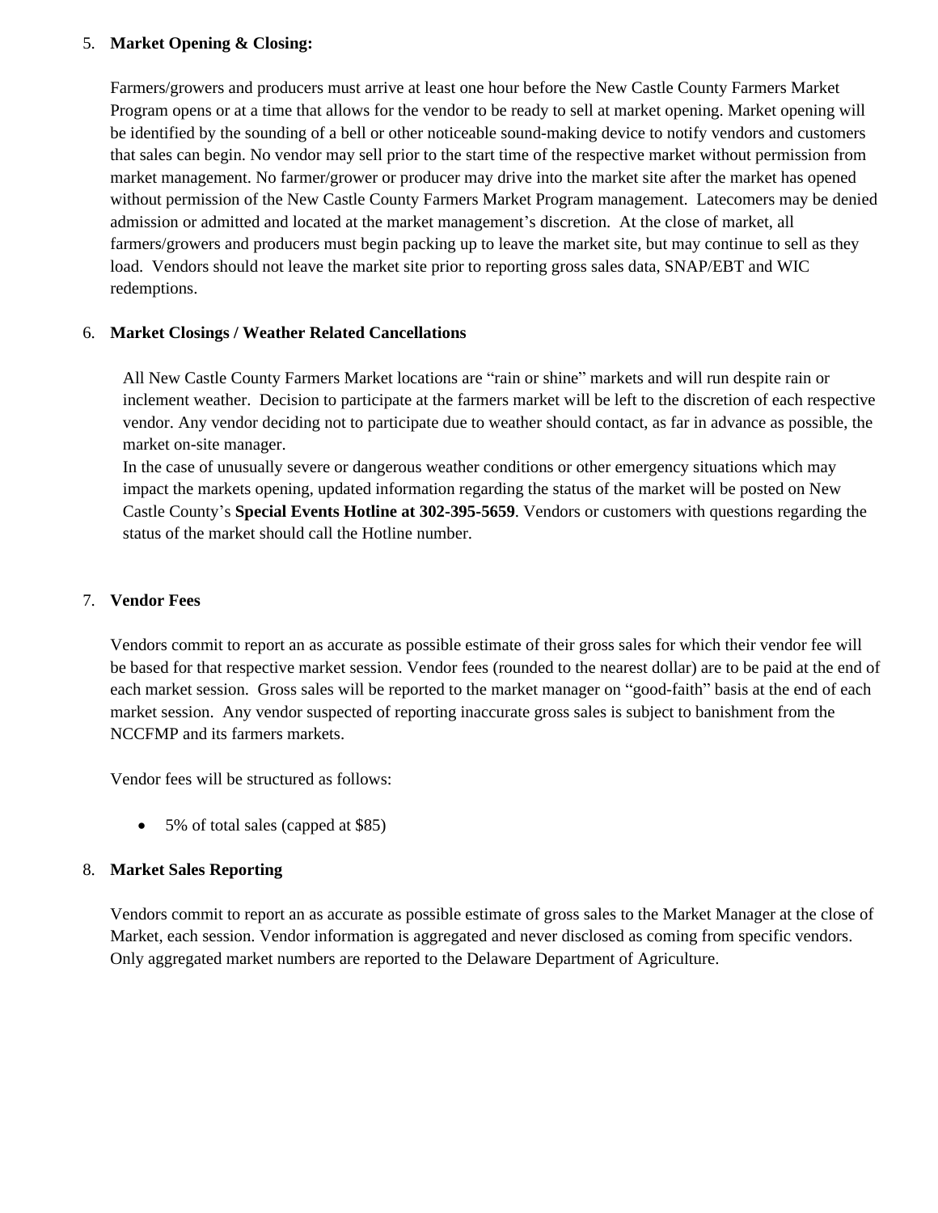5. **Market Opening & Closing:**

   Farmers/growers and producers must arrive at least one hour before the New Castle County Farmers Market Program opens or at a time that allows for the vendor to be ready to sell at market opening. Market opening will be identified by the sounding of a bell or other noticeable sound-making device to notify vendors and customers that sales can begin. No vendor may sell prior to the start time of the respective market without permission from market management. No farmer/grower or producer may drive into the market site after the market has opened without permission of the New Castle County Farmers Market Program management. Latecomers may be denied admission or admitted and located at the market management's discretion. At the close of market, all farmers/growers and producers must begin packing up to leave the market site, but may continue to sell as they load. Vendors should not leave the market site prior to reporting gross sales data, SNAP/EBT and WIC redemptions.

6. **Market Closings / Weather Related Cancellations**

   All New Castle County Farmers Market locations are "rain or shine" markets and will run despite rain or inclement weather. Decision to participate at the farmers market will be left to the discretion of each respective vendor. Any vendor deciding not to participate due to weather should contact, as far in advance as possible, the market on-site manager.
   In the case of unusually severe or dangerous weather conditions or other emergency situations which may impact the markets opening, updated information regarding the status of the market will be posted on New Castle County's **Special Events Hotline at 302-395-5659**. Vendors or customers with questions regarding the status of the market should call the Hotline number.

7. **Vendor Fees**

   Vendors commit to report an as accurate as possible estimate of their gross sales for which their vendor fee will be based for that respective market session. Vendor fees (rounded to the nearest dollar) are to be paid at the end of each market session. Gross sales will be reported to the market manager on "good-faith" basis at the end of each market session. Any vendor suspected of reporting inaccurate gross sales is subject to banishment from the NCCFMP and its farmers markets.

   Vendor fees will be structured as follows:

   - 5% of total sales (capped at $85)

8. **Market Sales Reporting**

   Vendors commit to report an as accurate as possible estimate of gross sales to the Market Manager at the close of Market, each session. Vendor information is aggregated and never disclosed as coming from specific vendors. Only aggregated market numbers are reported to the Delaware Department of Agriculture.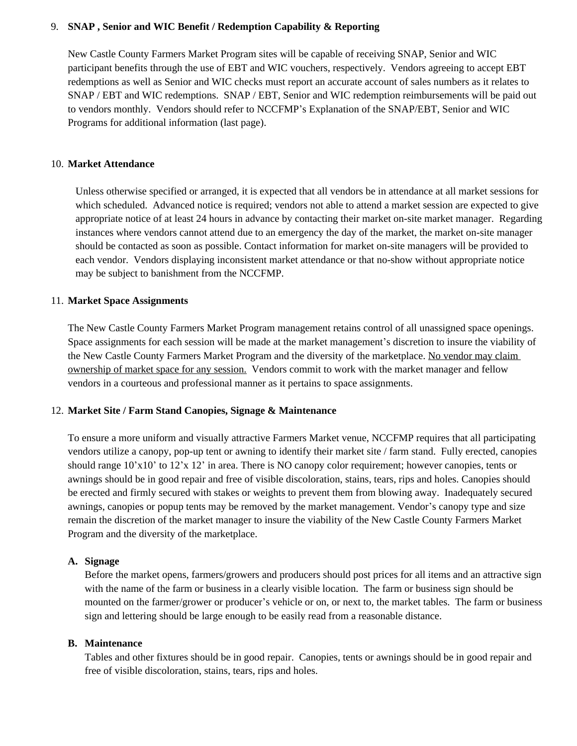9. **SNAP , Senior and WIC Benefit / Redemption Capability & Reporting**

   New Castle County Farmers Market Program sites will be capable of receiving SNAP, Senior and WIC participant benefits through the use of EBT and WIC vouchers, respectively. Vendors agreeing to accept EBT redemptions as well as Senior and WIC checks must report an accurate account of sales numbers as it relates to SNAP / EBT and WIC redemptions. SNAP / EBT, Senior and WIC redemption reimbursements will be paid out to vendors monthly. Vendors should refer to NCCFMP's Explanation of the SNAP/EBT, Senior and WIC Programs for additional information (last page).

10. **Market Attendance**

    Unless otherwise specified or arranged, it is expected that all vendors be in attendance at all market sessions for which scheduled. Advanced notice is required; vendors not able to attend a market session are expected to give appropriate notice of at least 24 hours in advance by contacting their market on-site market manager. Regarding instances where vendors cannot attend due to an emergency the day of the market, the market on-site manager should be contacted as soon as possible. Contact information for market on-site managers will be provided to each vendor. Vendors displaying inconsistent market attendance or that no-show without appropriate notice may be subject to banishment from the NCCFMP.

11. **Market Space Assignments**

    The New Castle County Farmers Market Program management retains control of all unassigned space openings. Space assignments for each session will be made at the market management's discretion to insure the viability of the New Castle County Farmers Market Program and the diversity of the marketplace. <u>No vendor may claim ownership of market space for any session.</u> Vendors commit to work with the market manager and fellow vendors in a courteous and professional manner as it pertains to space assignments.

12. **Market Site / Farm Stand Canopies, Signage & Maintenance**

    To ensure a more uniform and visually attractive Farmers Market venue, NCCFMP requires that all participating vendors utilize a canopy, pop-up tent or awning to identify their market site / farm stand. Fully erected, canopies should range 10'x10' to 12'x 12' in area. There is NO canopy color requirement; however canopies, tents or awnings should be in good repair and free of visible discoloration, stains, tears, rips and holes. Canopies should be erected and firmly secured with stakes or weights to prevent them from blowing away. Inadequately secured awnings, canopies or popup tents may be removed by the market management. Vendor's canopy type and size remain the discretion of the market manager to insure the viability of the New Castle County Farmers Market Program and the diversity of the marketplace.

    **A. Signage**
    Before the market opens, farmers/growers and producers should post prices for all items and an attractive sign with the name of the farm or business in a clearly visible location. The farm or business sign should be mounted on the farmer/grower or producer's vehicle or on, or next to, the market tables. The farm or business sign and lettering should be large enough to be easily read from a reasonable distance.

    **B. Maintenance**
    Tables and other fixtures should be in good repair. Canopies, tents or awnings should be in good repair and free of visible discoloration, stains, tears, rips and holes.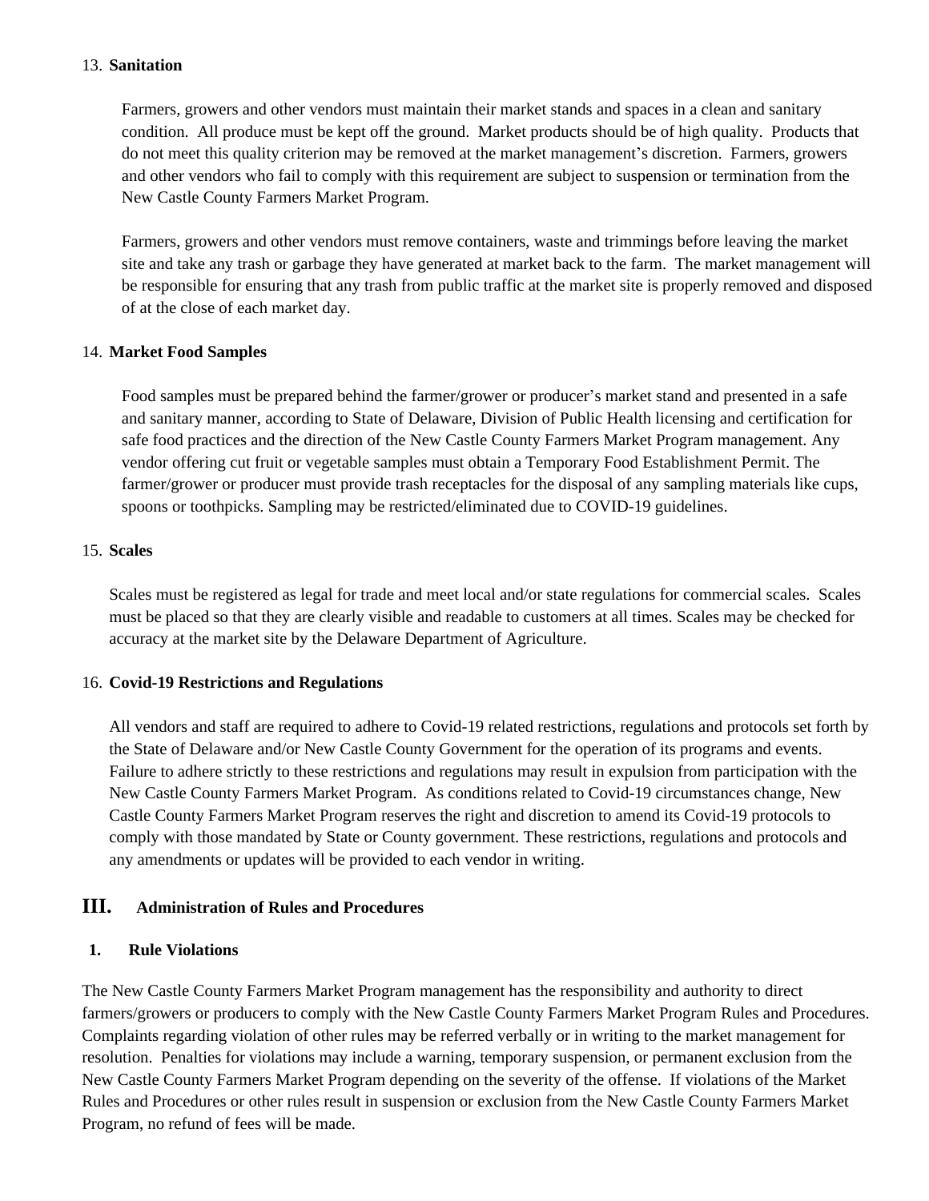13. **Sanitation**

Farmers, growers and other vendors must maintain their market stands and spaces in a clean and sanitary condition. All produce must be kept off the ground. Market products should be of high quality. Products that do not meet this quality criterion may be removed at the market management's discretion. Farmers, growers and other vendors who fail to comply with this requirement are subject to suspension or termination from the New Castle County Farmers Market Program.

Farmers, growers and other vendors must remove containers, waste and trimmings before leaving the market site and take any trash or garbage they have generated at market back to the farm. The market management will be responsible for ensuring that any trash from public traffic at the market site is properly removed and disposed of at the close of each market day.

14. **Market Food Samples**

Food samples must be prepared behind the farmer/grower or producer's market stand and presented in a safe and sanitary manner, according to State of Delaware, Division of Public Health licensing and certification for safe food practices and the direction of the New Castle County Farmers Market Program management. Any vendor offering cut fruit or vegetable samples must obtain a Temporary Food Establishment Permit. The farmer/grower or producer must provide trash receptacles for the disposal of any sampling materials like cups, spoons or toothpicks. Sampling may be restricted/eliminated due to COVID-19 guidelines.

15. **Scales**

Scales must be registered as legal for trade and meet local and/or state regulations for commercial scales. Scales must be placed so that they are clearly visible and readable to customers at all times. Scales may be checked for accuracy at the market site by the Delaware Department of Agriculture.

16. **Covid-19 Restrictions and Regulations**

All vendors and staff are required to adhere to Covid-19 related restrictions, regulations and protocols set forth by the State of Delaware and/or New Castle County Government for the operation of its programs and events. Failure to adhere strictly to these restrictions and regulations may result in expulsion from participation with the New Castle County Farmers Market Program. As conditions related to Covid-19 circumstances change, New Castle County Farmers Market Program reserves the right and discretion to amend its Covid-19 protocols to comply with those mandated by State or County government. These restrictions, regulations and protocols and any amendments or updates will be provided to each vendor in writing.

## III. Administration of Rules and Procedures

### 1. Rule Violations

The New Castle County Farmers Market Program management has the responsibility and authority to direct farmers/growers or producers to comply with the New Castle County Farmers Market Program Rules and Procedures. Complaints regarding violation of other rules may be referred verbally or in writing to the market management for resolution. Penalties for violations may include a warning, temporary suspension, or permanent exclusion from the New Castle County Farmers Market Program depending on the severity of the offense. If violations of the Market Rules and Procedures or other rules result in suspension or exclusion from the New Castle County Farmers Market Program, no refund of fees will be made.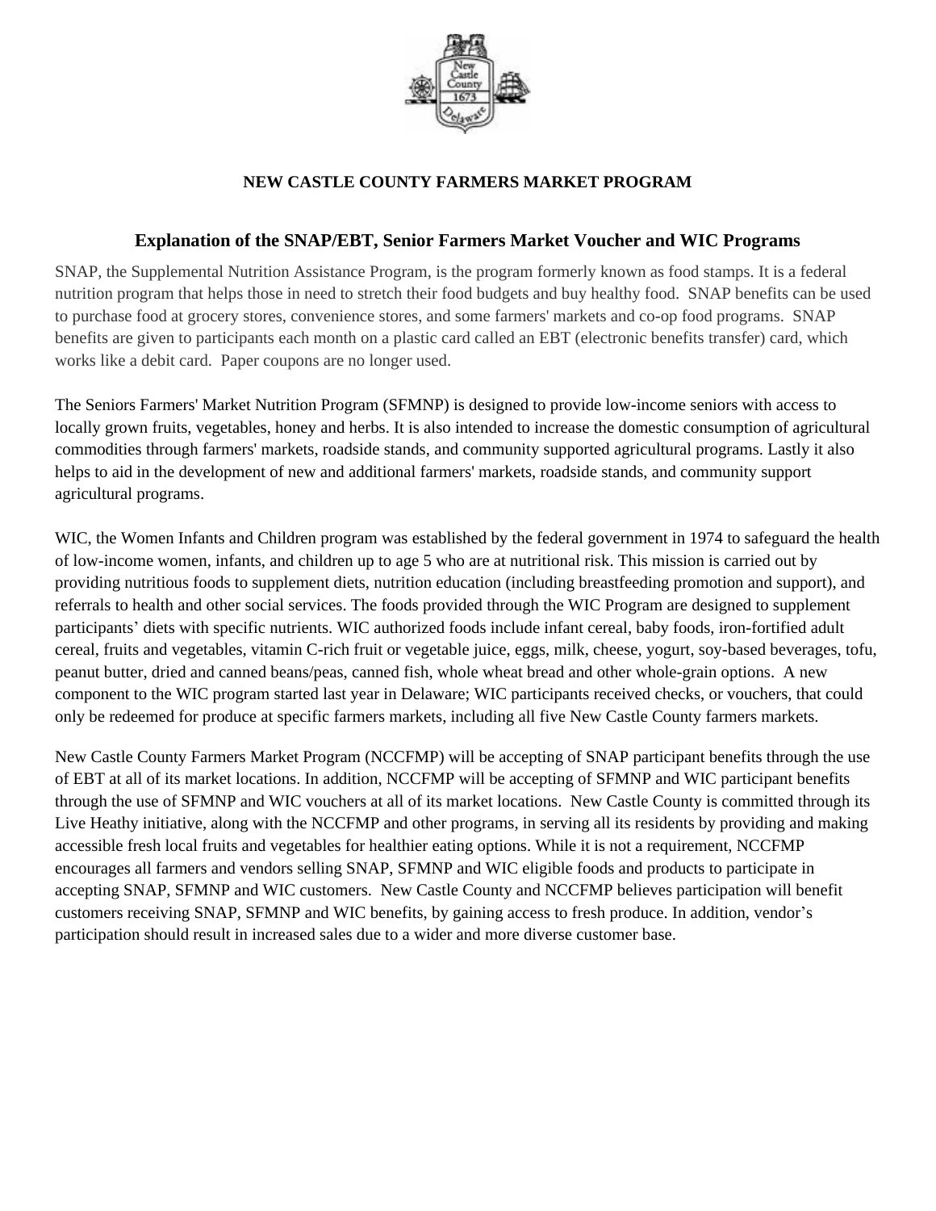## NEW CASTLE COUNTY FARMERS MARKET PROGRAM

### Explanation of the SNAP/EBT, Senior Farmers Market Voucher and WIC Programs

SNAP, the Supplemental Nutrition Assistance Program, is the program formerly known as food stamps. It is a federal nutrition program that helps those in need to stretch their food budgets and buy healthy food. SNAP benefits can be used to purchase food at grocery stores, convenience stores, and some farmers' markets and co-op food programs. SNAP benefits are given to participants each month on a plastic card called an EBT (electronic benefits transfer) card, which works like a debit card. Paper coupons are no longer used.

The Seniors Farmers' Market Nutrition Program (SFMNP) is designed to provide low-income seniors with access to locally grown fruits, vegetables, honey and herbs. It is also intended to increase the domestic consumption of agricultural commodities through farmers' markets, roadside stands, and community supported agricultural programs. Lastly it also helps to aid in the development of new and additional farmers' markets, roadside stands, and community support agricultural programs.

WIC, the Women Infants and Children program was established by the federal government in 1974 to safeguard the health of low-income women, infants, and children up to age 5 who are at nutritional risk. This mission is carried out by providing nutritious foods to supplement diets, nutrition education (including breastfeeding promotion and support), and referrals to health and other social services. The foods provided through the WIC Program are designed to supplement participants' diets with specific nutrients. WIC authorized foods include infant cereal, baby foods, iron-fortified adult cereal, fruits and vegetables, vitamin C-rich fruit or vegetable juice, eggs, milk, cheese, yogurt, soy-based beverages, tofu, peanut butter, dried and canned beans/peas, canned fish, whole wheat bread and other whole-grain options. A new component to the WIC program started last year in Delaware; WIC participants received checks, or vouchers, that could only be redeemed for produce at specific farmers markets, including all five New Castle County farmers markets.

New Castle County Farmers Market Program (NCCFMP) will be accepting of SNAP participant benefits through the use of EBT at all of its market locations. In addition, NCCFMP will be accepting of SFMNP and WIC participant benefits through the use of SFMNP and WIC vouchers at all of its market locations. New Castle County is committed through its Live Heathy initiative, along with the NCCFMP and other programs, in serving all its residents by providing and making accessible fresh local fruits and vegetables for healthier eating options. While it is not a requirement, NCCFMP encourages all farmers and vendors selling SNAP, SFMNP and WIC eligible foods and products to participate in accepting SNAP, SFMNP and WIC customers. New Castle County and NCCFMP believes participation will benefit customers receiving SNAP, SFMNP and WIC benefits, by gaining access to fresh produce. In addition, vendor's participation should result in increased sales due to a wider and more diverse customer base.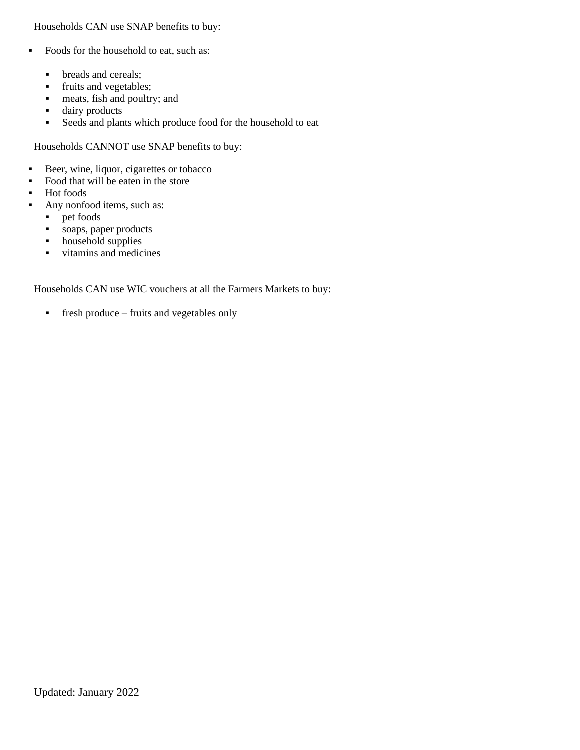Households CAN use SNAP benefits to buy:

- Foods for the household to eat, such as:
  - breads and cereals;
  - fruits and vegetables;
  - meats, fish and poultry; and
  - dairy products
  - Seeds and plants which produce food for the household to eat

Households CANNOT use SNAP benefits to buy:

- Beer, wine, liquor, cigarettes or tobacco
- Food that will be eaten in the store
- Hot foods
- Any nonfood items, such as:
  - pet foods
  - soaps, paper products
  - household supplies
  - vitamins and medicines

Households CAN use WIC vouchers at all the Farmers Markets to buy:

- fresh produce – fruits and vegetables only

Updated: January 2022